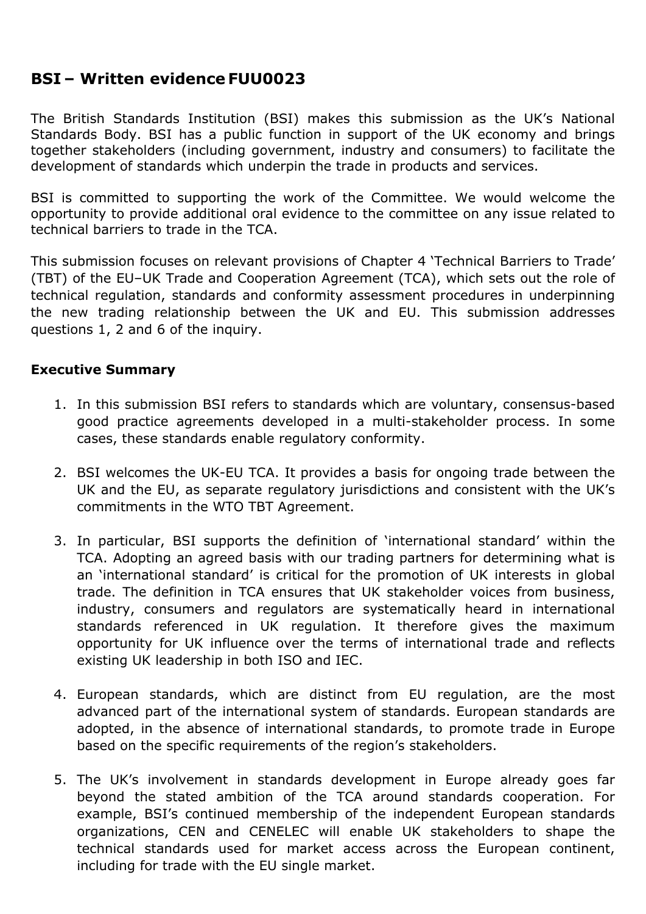## BSI – Written evidence FUU0023

The British Standards Institution (BSI) makes this submission as the UK's National Standards Body. BSI has a public function in support of the UK economy and brings together stakeholders (including government, industry and consumers) to facilitate the development of standards which underpin the trade in products and services.

BSI is committed to supporting the work of the Committee. We would welcome the opportunity to provide additional oral evidence to the committee on any issue related to technical barriers to trade in the TCA.

This submission focuses on relevant provisions of Chapter 4 'Technical Barriers to Trade' (TBT) of the EU–UK Trade and Cooperation Agreement (TCA), which sets out the role of technical regulation, standards and conformity assessment procedures in underpinning the new trading relationship between the UK and EU. This submission addresses questions 1, 2 and 6 of the inquiry.

### Executive Summary

1. In this submission BSI refers to standards which are voluntary, consensus-based good practice agreements developed in a multi-stakeholder process. In some cases, these standards enable regulatory conformity.

2. BSI welcomes the UK-EU TCA. It provides a basis for ongoing trade between the UK and the EU, as separate regulatory jurisdictions and consistent with the UK's commitments in the WTO TBT Agreement.

3. In particular, BSI supports the definition of 'international standard' within the TCA. Adopting an agreed basis with our trading partners for determining what is an 'international standard' is critical for the promotion of UK interests in global trade. The definition in TCA ensures that UK stakeholder voices from business, industry, consumers and regulators are systematically heard in international standards referenced in UK regulation. It therefore gives the maximum opportunity for UK influence over the terms of international trade and reflects existing UK leadership in both ISO and IEC.

4. European standards, which are distinct from EU regulation, are the most advanced part of the international system of standards. European standards are adopted, in the absence of international standards, to promote trade in Europe based on the specific requirements of the region's stakeholders.

5. The UK's involvement in standards development in Europe already goes far beyond the stated ambition of the TCA around standards cooperation. For example, BSI's continued membership of the independent European standards organizations, CEN and CENELEC will enable UK stakeholders to shape the technical standards used for market access across the European continent, including for trade with the EU single market.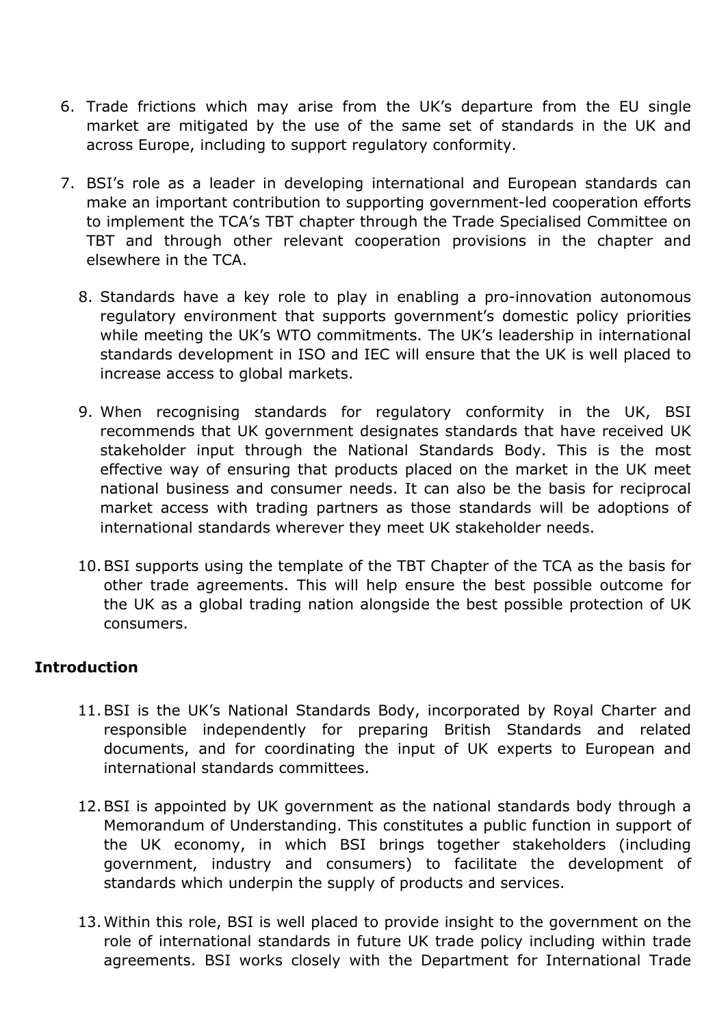6. Trade frictions which may arise from the UK's departure from the EU single market are mitigated by the use of the same set of standards in the UK and across Europe, including to support regulatory conformity.

7. BSI's role as a leader in developing international and European standards can make an important contribution to supporting government-led cooperation efforts to implement the TCA's TBT chapter through the Trade Specialised Committee on TBT and through other relevant cooperation provisions in the chapter and elsewhere in the TCA.

8. Standards have a key role to play in enabling a pro-innovation autonomous regulatory environment that supports government's domestic policy priorities while meeting the UK's WTO commitments. The UK's leadership in international standards development in ISO and IEC will ensure that the UK is well placed to increase access to global markets.

9. When recognising standards for regulatory conformity in the UK, BSI recommends that UK government designates standards that have received UK stakeholder input through the National Standards Body. This is the most effective way of ensuring that products placed on the market in the UK meet national business and consumer needs. It can also be the basis for reciprocal market access with trading partners as those standards will be adoptions of international standards wherever they meet UK stakeholder needs.

10. BSI supports using the template of the TBT Chapter of the TCA as the basis for other trade agreements. This will help ensure the best possible outcome for the UK as a global trading nation alongside the best possible protection of UK consumers.

**Introduction**

11. BSI is the UK's National Standards Body, incorporated by Royal Charter and responsible independently for preparing British Standards and related documents, and for coordinating the input of UK experts to European and international standards committees.

12. BSI is appointed by UK government as the national standards body through a Memorandum of Understanding. This constitutes a public function in support of the UK economy, in which BSI brings together stakeholders (including government, industry and consumers) to facilitate the development of standards which underpin the supply of products and services.

13. Within this role, BSI is well placed to provide insight to the government on the role of international standards in future UK trade policy including within trade agreements. BSI works closely with the Department for International Trade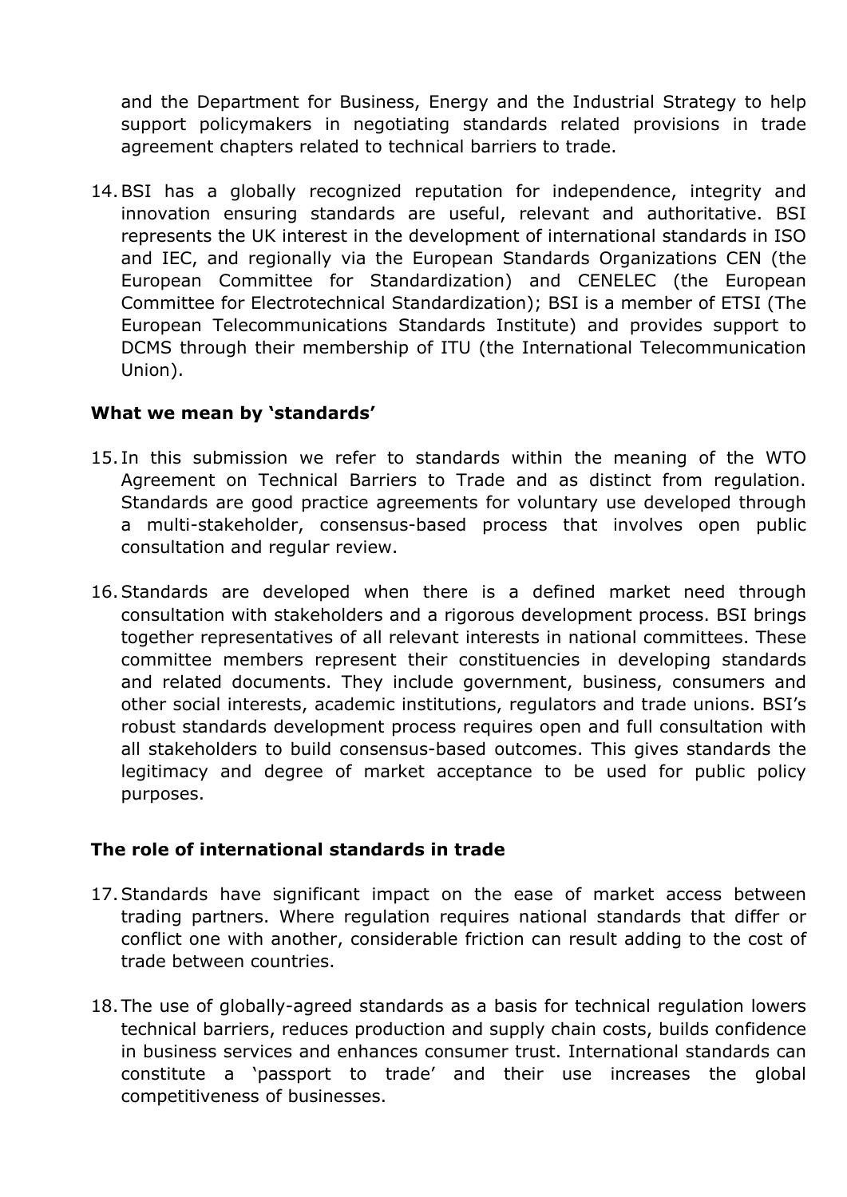and the Department for Business, Energy and the Industrial Strategy to help support policymakers in negotiating standards related provisions in trade agreement chapters related to technical barriers to trade.

14. BSI has a globally recognized reputation for independence, integrity and innovation ensuring standards are useful, relevant and authoritative. BSI represents the UK interest in the development of international standards in ISO and IEC, and regionally via the European Standards Organizations CEN (the European Committee for Standardization) and CENELEC (the European Committee for Electrotechnical Standardization); BSI is a member of ETSI (The European Telecommunications Standards Institute) and provides support to DCMS through their membership of ITU (the International Telecommunication Union).

### What we mean by 'standards'

15. In this submission we refer to standards within the meaning of the WTO Agreement on Technical Barriers to Trade and as distinct from regulation. Standards are good practice agreements for voluntary use developed through a multi-stakeholder, consensus-based process that involves open public consultation and regular review.

16. Standards are developed when there is a defined market need through consultation with stakeholders and a rigorous development process. BSI brings together representatives of all relevant interests in national committees. These committee members represent their constituencies in developing standards and related documents. They include government, business, consumers and other social interests, academic institutions, regulators and trade unions. BSI's robust standards development process requires open and full consultation with all stakeholders to build consensus-based outcomes. This gives standards the legitimacy and degree of market acceptance to be used for public policy purposes.

### The role of international standards in trade

17. Standards have significant impact on the ease of market access between trading partners. Where regulation requires national standards that differ or conflict one with another, considerable friction can result adding to the cost of trade between countries.

18. The use of globally-agreed standards as a basis for technical regulation lowers technical barriers, reduces production and supply chain costs, builds confidence in business services and enhances consumer trust. International standards can constitute a 'passport to trade' and their use increases the global competitiveness of businesses.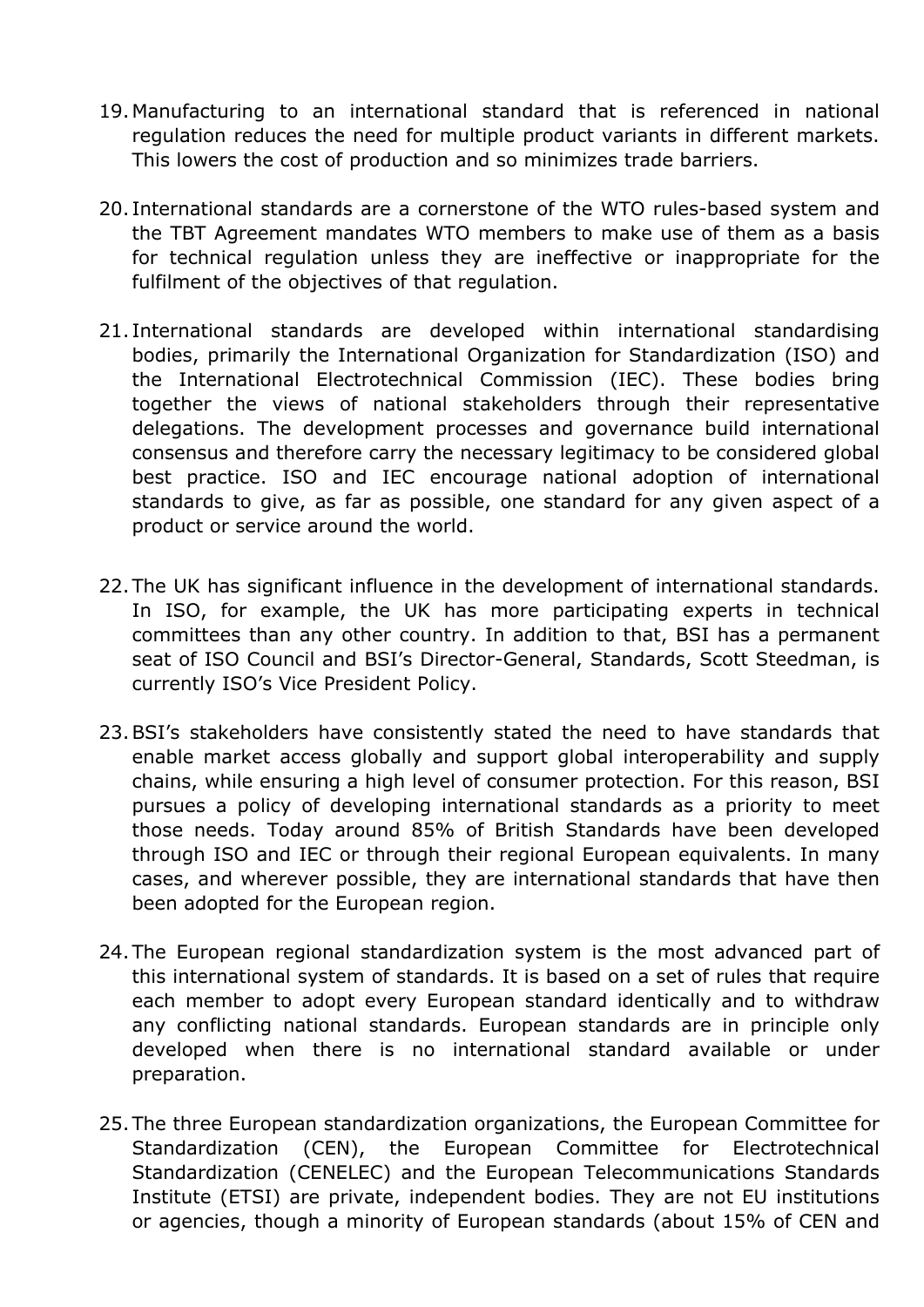19. Manufacturing to an international standard that is referenced in national regulation reduces the need for multiple product variants in different markets. This lowers the cost of production and so minimizes trade barriers.

20. International standards are a cornerstone of the WTO rules-based system and the TBT Agreement mandates WTO members to make use of them as a basis for technical regulation unless they are ineffective or inappropriate for the fulfilment of the objectives of that regulation.

21. International standards are developed within international standardising bodies, primarily the International Organization for Standardization (ISO) and the International Electrotechnical Commission (IEC). These bodies bring together the views of national stakeholders through their representative delegations. The development processes and governance build international consensus and therefore carry the necessary legitimacy to be considered global best practice. ISO and IEC encourage national adoption of international standards to give, as far as possible, one standard for any given aspect of a product or service around the world.

22. The UK has significant influence in the development of international standards. In ISO, for example, the UK has more participating experts in technical committees than any other country. In addition to that, BSI has a permanent seat of ISO Council and BSI's Director-General, Standards, Scott Steedman, is currently ISO's Vice President Policy.

23. BSI's stakeholders have consistently stated the need to have standards that enable market access globally and support global interoperability and supply chains, while ensuring a high level of consumer protection. For this reason, BSI pursues a policy of developing international standards as a priority to meet those needs. Today around 85% of British Standards have been developed through ISO and IEC or through their regional European equivalents. In many cases, and wherever possible, they are international standards that have then been adopted for the European region.

24. The European regional standardization system is the most advanced part of this international system of standards. It is based on a set of rules that require each member to adopt every European standard identically and to withdraw any conflicting national standards. European standards are in principle only developed when there is no international standard available or under preparation.

25. The three European standardization organizations, the European Committee for Standardization (CEN), the European Committee for Electrotechnical Standardization (CENELEC) and the European Telecommunications Standards Institute (ETSI) are private, independent bodies. They are not EU institutions or agencies, though a minority of European standards (about 15% of CEN and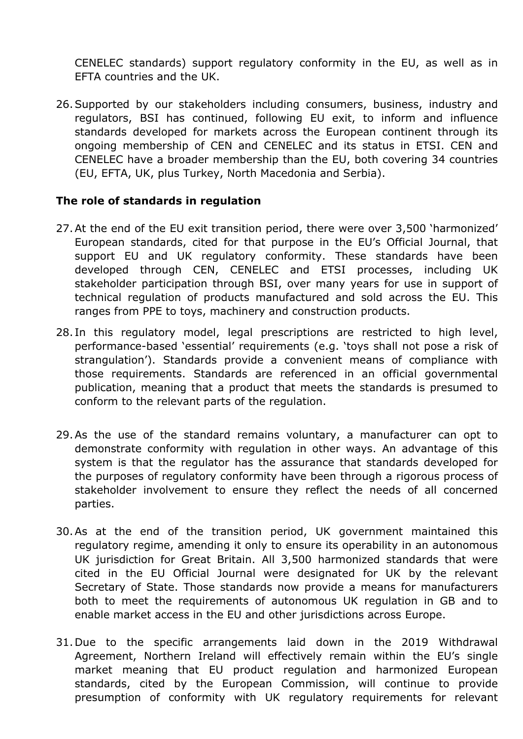CENELEC standards) support regulatory conformity in the EU, as well as in EFTA countries and the UK.

26. Supported by our stakeholders including consumers, business, industry and regulators, BSI has continued, following EU exit, to inform and influence standards developed for markets across the European continent through its ongoing membership of CEN and CENELEC and its status in ETSI. CEN and CENELEC have a broader membership than the EU, both covering 34 countries (EU, EFTA, UK, plus Turkey, North Macedonia and Serbia).

**The role of standards in regulation**

27. At the end of the EU exit transition period, there were over 3,500 'harmonized' European standards, cited for that purpose in the EU's Official Journal, that support EU and UK regulatory conformity. These standards have been developed through CEN, CENELEC and ETSI processes, including UK stakeholder participation through BSI, over many years for use in support of technical regulation of products manufactured and sold across the EU. This ranges from PPE to toys, machinery and construction products.

28. In this regulatory model, legal prescriptions are restricted to high level, performance-based 'essential' requirements (e.g. 'toys shall not pose a risk of strangulation'). Standards provide a convenient means of compliance with those requirements. Standards are referenced in an official governmental publication, meaning that a product that meets the standards is presumed to conform to the relevant parts of the regulation.

29. As the use of the standard remains voluntary, a manufacturer can opt to demonstrate conformity with regulation in other ways. An advantage of this system is that the regulator has the assurance that standards developed for the purposes of regulatory conformity have been through a rigorous process of stakeholder involvement to ensure they reflect the needs of all concerned parties.

30. As at the end of the transition period, UK government maintained this regulatory regime, amending it only to ensure its operability in an autonomous UK jurisdiction for Great Britain. All 3,500 harmonized standards that were cited in the EU Official Journal were designated for UK by the relevant Secretary of State. Those standards now provide a means for manufacturers both to meet the requirements of autonomous UK regulation in GB and to enable market access in the EU and other jurisdictions across Europe.

31. Due to the specific arrangements laid down in the 2019 Withdrawal Agreement, Northern Ireland will effectively remain within the EU's single market meaning that EU product regulation and harmonized European standards, cited by the European Commission, will continue to provide presumption of conformity with UK regulatory requirements for relevant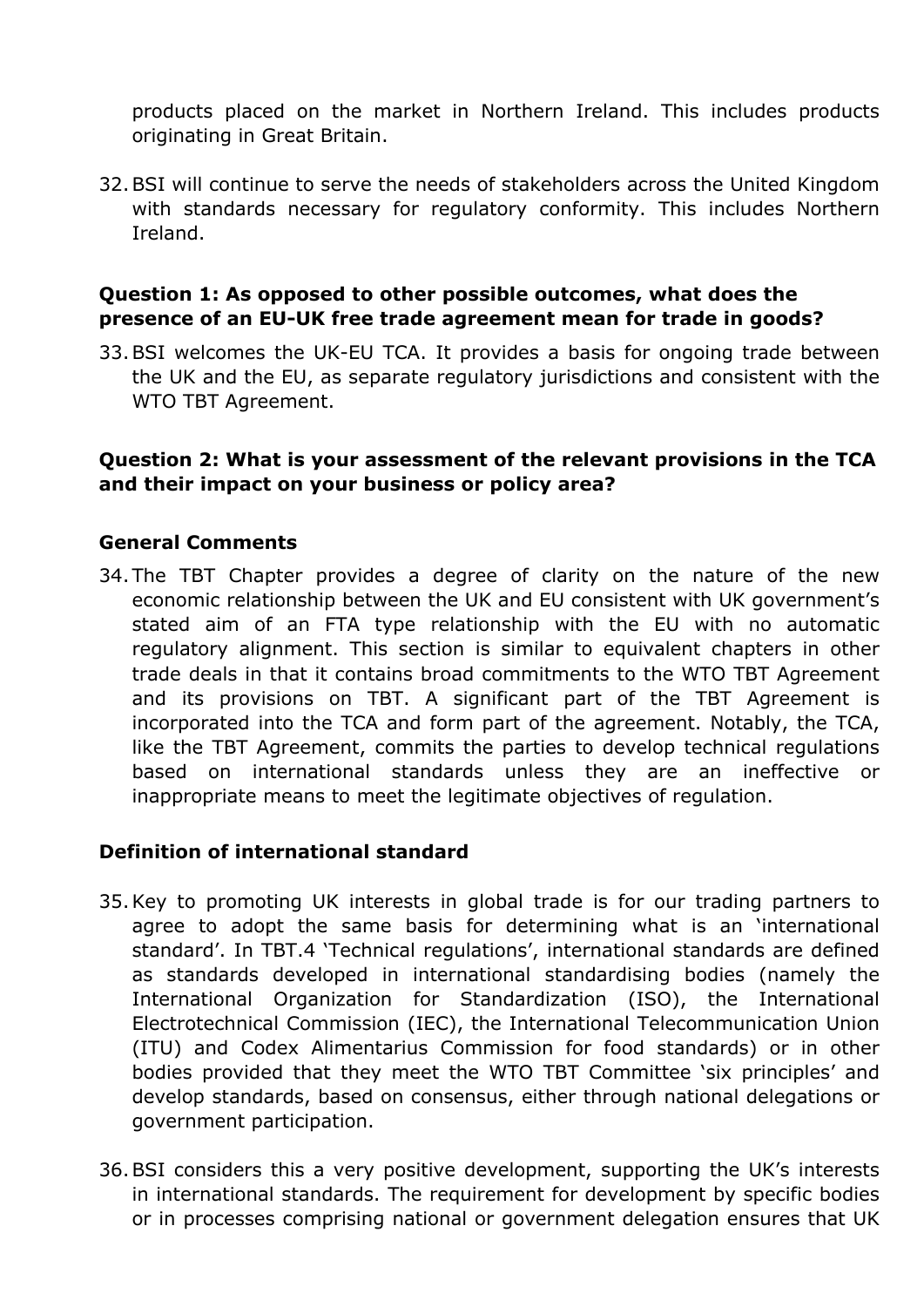products placed on the market in Northern Ireland. This includes products originating in Great Britain.

32. BSI will continue to serve the needs of stakeholders across the United Kingdom with standards necessary for regulatory conformity. This includes Northern Ireland.

### Question 1: As opposed to other possible outcomes, what does the presence of an EU-UK free trade agreement mean for trade in goods?

33. BSI welcomes the UK-EU TCA. It provides a basis for ongoing trade between the UK and the EU, as separate regulatory jurisdictions and consistent with the WTO TBT Agreement.

### Question 2: What is your assessment of the relevant provisions in the TCA and their impact on your business or policy area?

#### General Comments

34. The TBT Chapter provides a degree of clarity on the nature of the new economic relationship between the UK and EU consistent with UK government's stated aim of an FTA type relationship with the EU with no automatic regulatory alignment. This section is similar to equivalent chapters in other trade deals in that it contains broad commitments to the WTO TBT Agreement and its provisions on TBT. A significant part of the TBT Agreement is incorporated into the TCA and form part of the agreement. Notably, the TCA, like the TBT Agreement, commits the parties to develop technical regulations based on international standards unless they are an ineffective or inappropriate means to meet the legitimate objectives of regulation.

#### Definition of international standard

35. Key to promoting UK interests in global trade is for our trading partners to agree to adopt the same basis for determining what is an 'international standard'. In TBT.4 'Technical regulations', international standards are defined as standards developed in international standardising bodies (namely the International Organization for Standardization (ISO), the International Electrotechnical Commission (IEC), the International Telecommunication Union (ITU) and Codex Alimentarius Commission for food standards) or in other bodies provided that they meet the WTO TBT Committee 'six principles' and develop standards, based on consensus, either through national delegations or government participation.

36. BSI considers this a very positive development, supporting the UK's interests in international standards. The requirement for development by specific bodies or in processes comprising national or government delegation ensures that UK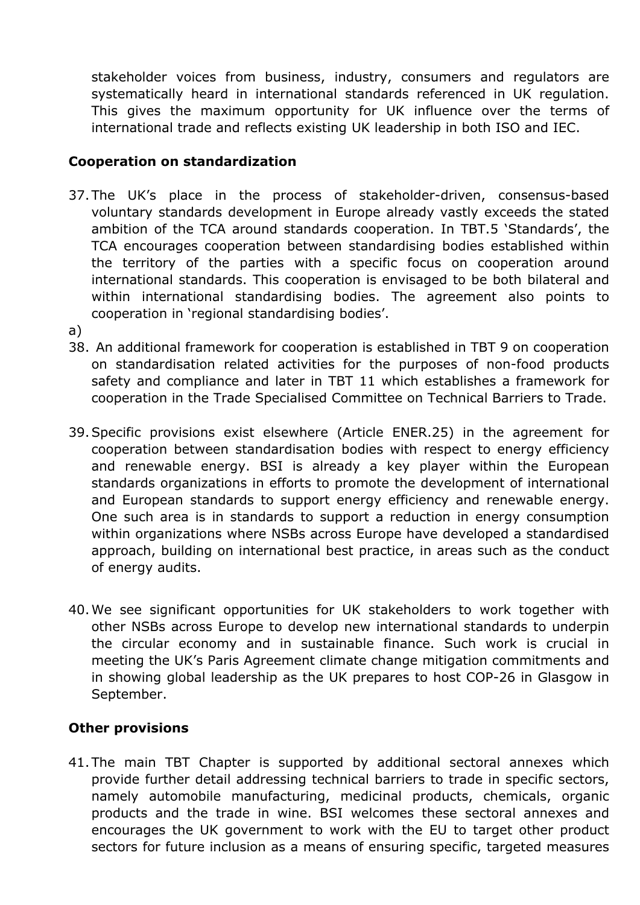stakeholder voices from business, industry, consumers and regulators are systematically heard in international standards referenced in UK regulation. This gives the maximum opportunity for UK influence over the terms of international trade and reflects existing UK leadership in both ISO and IEC.

**Cooperation on standardization**

37. The UK's place in the process of stakeholder-driven, consensus-based voluntary standards development in Europe already vastly exceeds the stated ambition of the TCA around standards cooperation. In TBT.5 'Standards', the TCA encourages cooperation between standardising bodies established within the territory of the parties with a specific focus on cooperation around international standards. This cooperation is envisaged to be both bilateral and within international standardising bodies. The agreement also points to cooperation in 'regional standardising bodies'.

a)

38. An additional framework for cooperation is established in TBT 9 on cooperation on standardisation related activities for the purposes of non-food products safety and compliance and later in TBT 11 which establishes a framework for cooperation in the Trade Specialised Committee on Technical Barriers to Trade.

39. Specific provisions exist elsewhere (Article ENER.25) in the agreement for cooperation between standardisation bodies with respect to energy efficiency and renewable energy. BSI is already a key player within the European standards organizations in efforts to promote the development of international and European standards to support energy efficiency and renewable energy. One such area is in standards to support a reduction in energy consumption within organizations where NSBs across Europe have developed a standardised approach, building on international best practice, in areas such as the conduct of energy audits.

40. We see significant opportunities for UK stakeholders to work together with other NSBs across Europe to develop new international standards to underpin the circular economy and in sustainable finance. Such work is crucial in meeting the UK's Paris Agreement climate change mitigation commitments and in showing global leadership as the UK prepares to host COP-26 in Glasgow in September.

**Other provisions**

41. The main TBT Chapter is supported by additional sectoral annexes which provide further detail addressing technical barriers to trade in specific sectors, namely automobile manufacturing, medicinal products, chemicals, organic products and the trade in wine. BSI welcomes these sectoral annexes and encourages the UK government to work with the EU to target other product sectors for future inclusion as a means of ensuring specific, targeted measures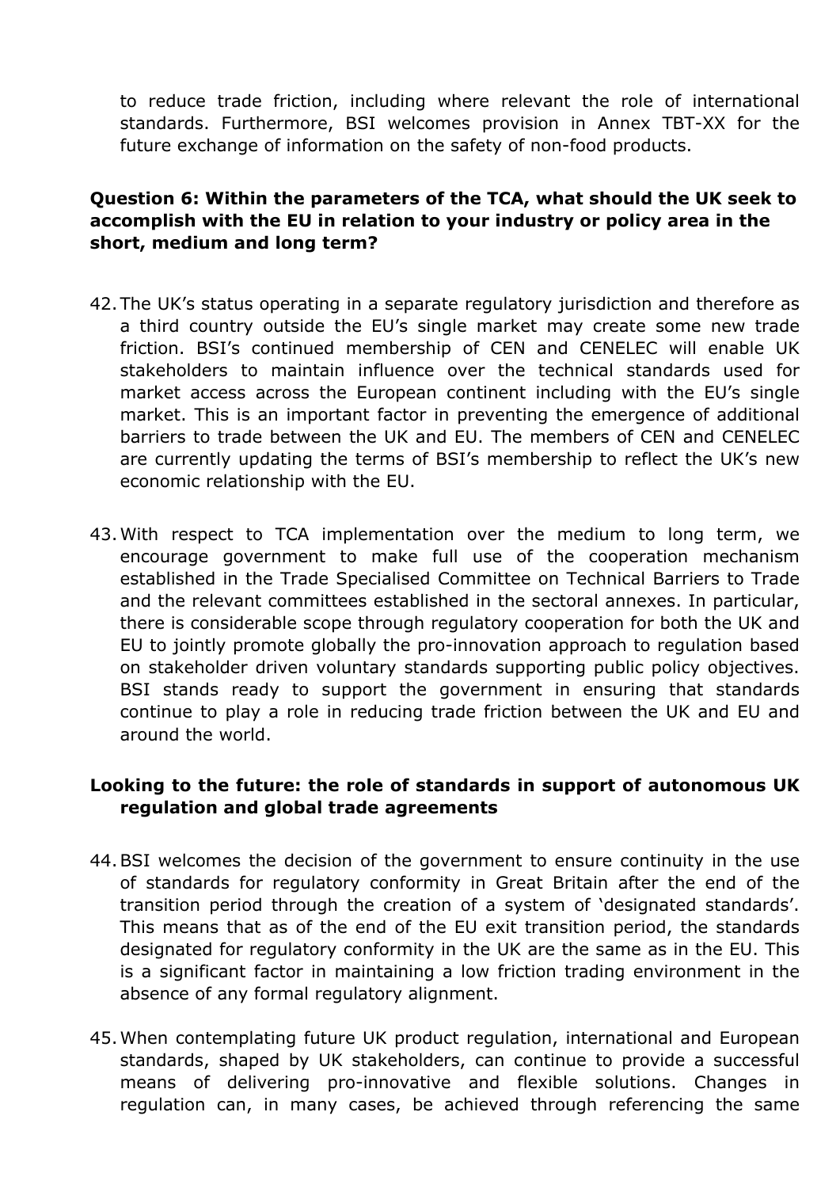to reduce trade friction, including where relevant the role of international standards. Furthermore, BSI welcomes provision in Annex TBT-XX for the future exchange of information on the safety of non-food products.

**Question 6: Within the parameters of the TCA, what should the UK seek to accomplish with the EU in relation to your industry or policy area in the short, medium and long term?**

42. The UK's status operating in a separate regulatory jurisdiction and therefore as a third country outside the EU's single market may create some new trade friction. BSI's continued membership of CEN and CENELEC will enable UK stakeholders to maintain influence over the technical standards used for market access across the European continent including with the EU's single market. This is an important factor in preventing the emergence of additional barriers to trade between the UK and EU. The members of CEN and CENELEC are currently updating the terms of BSI's membership to reflect the UK's new economic relationship with the EU.

43. With respect to TCA implementation over the medium to long term, we encourage government to make full use of the cooperation mechanism established in the Trade Specialised Committee on Technical Barriers to Trade and the relevant committees established in the sectoral annexes. In particular, there is considerable scope through regulatory cooperation for both the UK and EU to jointly promote globally the pro-innovation approach to regulation based on stakeholder driven voluntary standards supporting public policy objectives. BSI stands ready to support the government in ensuring that standards continue to play a role in reducing trade friction between the UK and EU and around the world.

**Looking to the future: the role of standards in support of autonomous UK regulation and global trade agreements**

44. BSI welcomes the decision of the government to ensure continuity in the use of standards for regulatory conformity in Great Britain after the end of the transition period through the creation of a system of 'designated standards'. This means that as of the end of the EU exit transition period, the standards designated for regulatory conformity in the UK are the same as in the EU. This is a significant factor in maintaining a low friction trading environment in the absence of any formal regulatory alignment.

45. When contemplating future UK product regulation, international and European standards, shaped by UK stakeholders, can continue to provide a successful means of delivering pro-innovative and flexible solutions. Changes in regulation can, in many cases, be achieved through referencing the same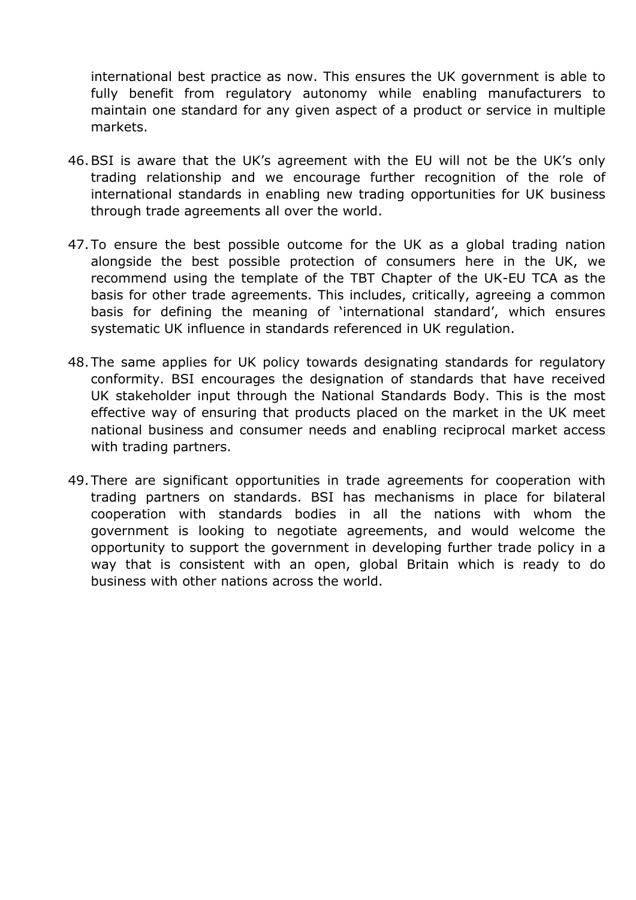international best practice as now. This ensures the UK government is able to fully benefit from regulatory autonomy while enabling manufacturers to maintain one standard for any given aspect of a product or service in multiple markets.

46. BSI is aware that the UK's agreement with the EU will not be the UK's only trading relationship and we encourage further recognition of the role of international standards in enabling new trading opportunities for UK business through trade agreements all over the world.

47. To ensure the best possible outcome for the UK as a global trading nation alongside the best possible protection of consumers here in the UK, we recommend using the template of the TBT Chapter of the UK-EU TCA as the basis for other trade agreements. This includes, critically, agreeing a common basis for defining the meaning of 'international standard', which ensures systematic UK influence in standards referenced in UK regulation.

48. The same applies for UK policy towards designating standards for regulatory conformity. BSI encourages the designation of standards that have received UK stakeholder input through the National Standards Body. This is the most effective way of ensuring that products placed on the market in the UK meet national business and consumer needs and enabling reciprocal market access with trading partners.

49. There are significant opportunities in trade agreements for cooperation with trading partners on standards. BSI has mechanisms in place for bilateral cooperation with standards bodies in all the nations with whom the government is looking to negotiate agreements, and would welcome the opportunity to support the government in developing further trade policy in a way that is consistent with an open, global Britain which is ready to do business with other nations across the world.